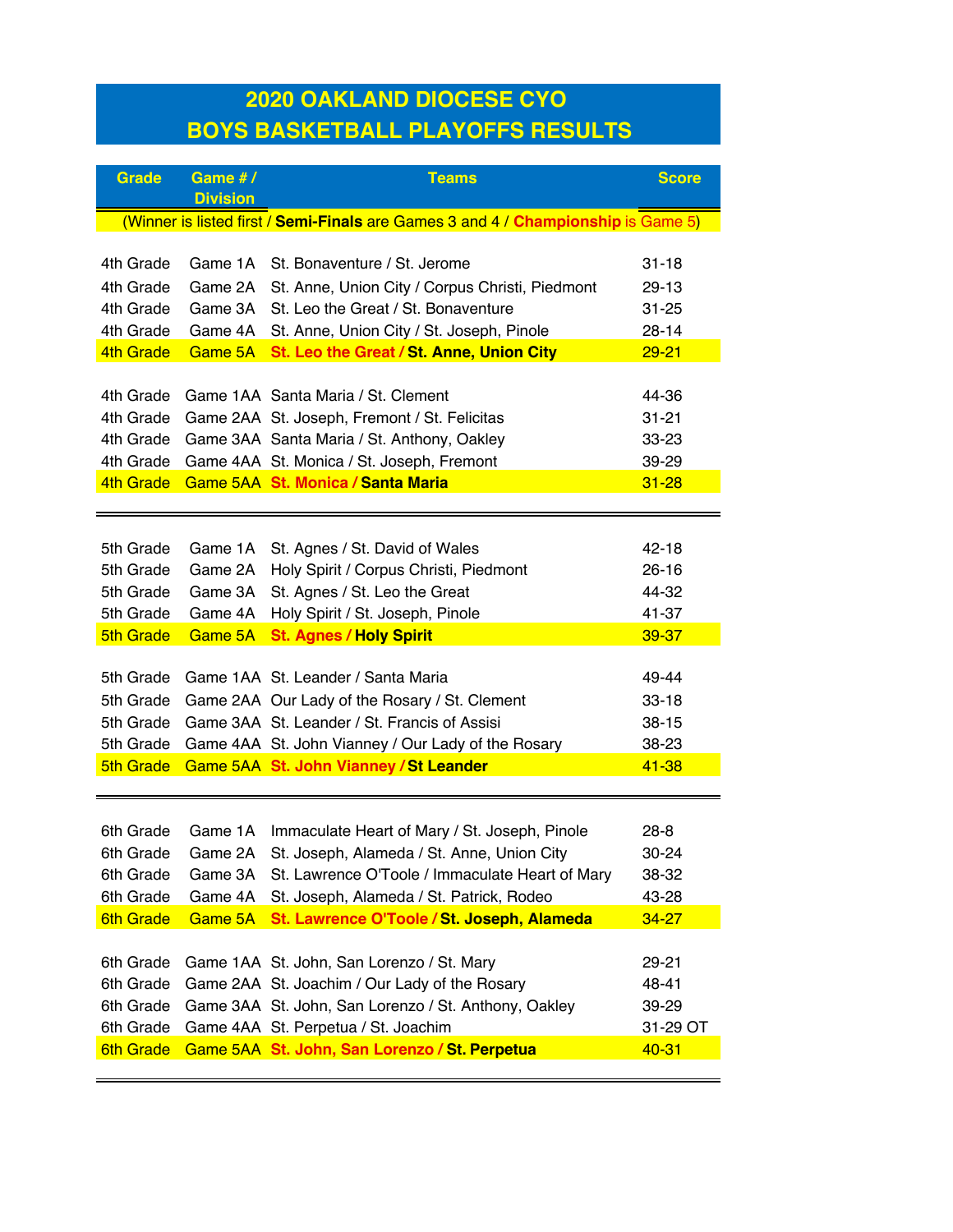# 2020 OAKLAND DIOCESE CYO
# BOYS BASKETBALL PLAYOFFS RESULTS

| Grade | Game # / Division | Teams | Score |
|---|---|---|---|
| (Winner is listed first / **Semi-Finals** are Games 3 and 4 / **Championship** is Game 5) | | | |
| 4th Grade | Game 1A | St. Bonaventure / St. Jerome | 31-18 |
| 4th Grade | Game 2A | St. Anne, Union City / Corpus Christi, Piedmont | 29-13 |
| 4th Grade | Game 3A | St. Leo the Great / St. Bonaventure | 31-25 |
| 4th Grade | Game 4A | St. Anne, Union City / St. Joseph, Pinole | 28-14 |
| 4th Grade | Game 5A | **St. Leo the Great / St. Anne, Union City** | 29-21 |
| 4th Grade | Game 1AA | Santa Maria / St. Clement | 44-36 |
| 4th Grade | Game 2AA | St. Joseph, Fremont / St. Felicitas | 31-21 |
| 4th Grade | Game 3AA | Santa Maria / St. Anthony, Oakley | 33-23 |
| 4th Grade | Game 4AA | St. Monica / St. Joseph, Fremont | 39-29 |
| 4th Grade | Game 5AA | **St. Monica / Santa Maria** | 31-28 |
| 5th Grade | Game 1A | St. Agnes / St. David of Wales | 42-18 |
| 5th Grade | Game 2A | Holy Spirit / Corpus Christi, Piedmont | 26-16 |
| 5th Grade | Game 3A | St. Agnes / St. Leo the Great | 44-32 |
| 5th Grade | Game 4A | Holy Spirit / St. Joseph, Pinole | 41-37 |
| 5th Grade | Game 5A | **St. Agnes / Holy Spirit** | 39-37 |
| 5th Grade | Game 1AA | St. Leander / Santa Maria | 49-44 |
| 5th Grade | Game 2AA | Our Lady of the Rosary / St. Clement | 33-18 |
| 5th Grade | Game 3AA | St. Leander / St. Francis of Assisi | 38-15 |
| 5th Grade | Game 4AA | St. John Vianney / Our Lady of the Rosary | 38-23 |
| 5th Grade | Game 5AA | **St. John Vianney / St Leander** | 41-38 |
| 6th Grade | Game 1A | Immaculate Heart of Mary / St. Joseph, Pinole | 28-8 |
| 6th Grade | Game 2A | St. Joseph, Alameda / St. Anne, Union City | 30-24 |
| 6th Grade | Game 3A | St. Lawrence O'Toole / Immaculate Heart of Mary | 38-32 |
| 6th Grade | Game 4A | St. Joseph, Alameda / St. Patrick, Rodeo | 43-28 |
| 6th Grade | Game 5A | **St. Lawrence O'Toole / St. Joseph, Alameda** | 34-27 |
| 6th Grade | Game 1AA | St. John, San Lorenzo / St. Mary | 29-21 |
| 6th Grade | Game 2AA | St. Joachim / Our Lady of the Rosary | 48-41 |
| 6th Grade | Game 3AA | St. John, San Lorenzo / St. Anthony, Oakley | 39-29 |
| 6th Grade | Game 4AA | St. Perpetua / St. Joachim | 31-29 OT |
| 6th Grade | Game 5AA | **St. John, San Lorenzo / St. Perpetua** | 40-31 |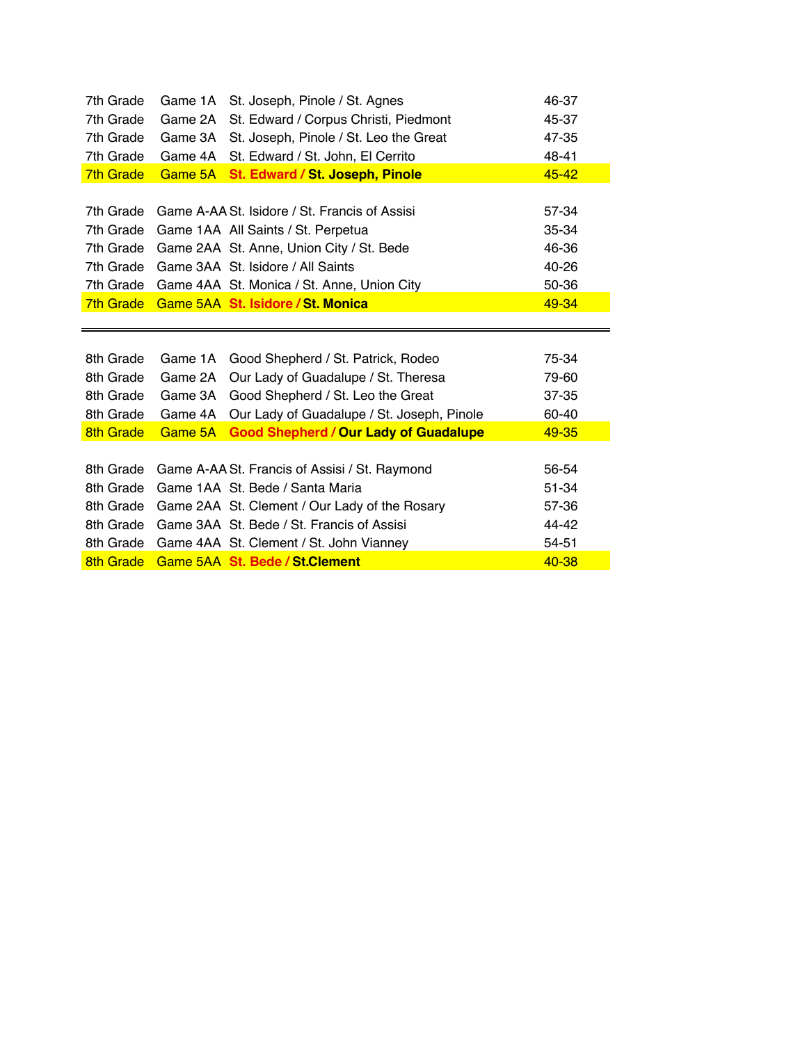| | | | |
|---|---|---|---|
| 7th Grade | Game 1A | St. Joseph, Pinole / St. Agnes | 46-37 |
| 7th Grade | Game 2A | St. Edward / Corpus Christi, Piedmont | 45-37 |
| 7th Grade | Game 3A | St. Joseph, Pinole / St. Leo the Great | 47-35 |
| 7th Grade | Game 4A | St. Edward / St. John, El Cerrito | 48-41 |
| 7th Grade | Game 5A | **St. Edward / St. Joseph, Pinole** | 45-42 |

| | | | |
|---|---|---|---|
| 7th Grade | Game A-AA | St. Isidore / St. Francis of Assisi | 57-34 |
| 7th Grade | Game 1AA | All Saints / St. Perpetua | 35-34 |
| 7th Grade | Game 2AA | St. Anne, Union City / St. Bede | 46-36 |
| 7th Grade | Game 3AA | St. Isidore / All Saints | 40-26 |
| 7th Grade | Game 4AA | St. Monica / St. Anne, Union City | 50-36 |
| 7th Grade | Game 5AA | **St. Isidore / St. Monica** | 49-34 |

---

| | | | |
|---|---|---|---|
| 8th Grade | Game 1A | Good Shepherd / St. Patrick, Rodeo | 75-34 |
| 8th Grade | Game 2A | Our Lady of Guadalupe / St. Theresa | 79-60 |
| 8th Grade | Game 3A | Good Shepherd / St. Leo the Great | 37-35 |
| 8th Grade | Game 4A | Our Lady of Guadalupe / St. Joseph, Pinole | 60-40 |
| 8th Grade | Game 5A | **Good Shepherd / Our Lady of Guadalupe** | 49-35 |

| | | | |
|---|---|---|---|
| 8th Grade | Game A-AA | St. Francis of Assisi / St. Raymond | 56-54 |
| 8th Grade | Game 1AA | St. Bede / Santa Maria | 51-34 |
| 8th Grade | Game 2AA | St. Clement / Our Lady of the Rosary | 57-36 |
| 8th Grade | Game 3AA | St. Bede / St. Francis of Assisi | 44-42 |
| 8th Grade | Game 4AA | St. Clement / St. John Vianney | 54-51 |
| 8th Grade | Game 5AA | **St. Bede / St.Clement** | 40-38 |